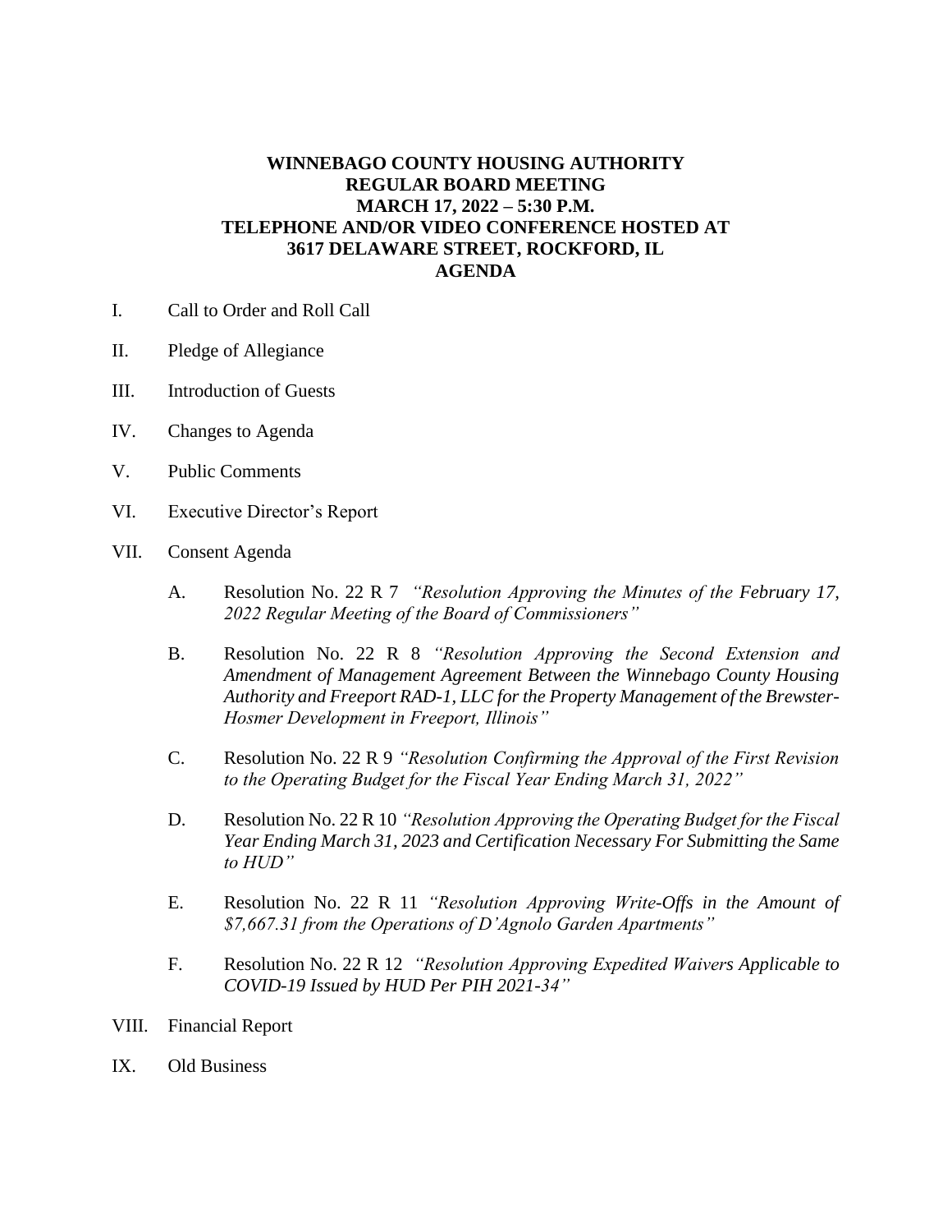# WINNEBAGO COUNTY HOUSING AUTHORITY
## REGULAR BOARD MEETING
## MARCH 17, 2022 – 5:30 P.M.
## TELEPHONE AND/OR VIDEO CONFERENCE HOSTED AT
## 3617 DELAWARE STREET, ROCKFORD, IL
## AGENDA

I. Call to Order and Roll Call

II. Pledge of Allegiance

III. Introduction of Guests

IV. Changes to Agenda

V. Public Comments

VI. Executive Director's Report

VII. Consent Agenda

   A. Resolution No. 22 R 7 *"Resolution Approving the Minutes of the February 17, 2022 Regular Meeting of the Board of Commissioners"*

   B. Resolution No. 22 R 8 *"Resolution Approving the Second Extension and Amendment of Management Agreement Between the Winnebago County Housing Authority and Freeport RAD-1, LLC for the Property Management of the Brewster-Hosmer Development in Freeport, Illinois"*

   C. Resolution No. 22 R 9 *"Resolution Confirming the Approval of the First Revision to the Operating Budget for the Fiscal Year Ending March 31, 2022"*

   D. Resolution No. 22 R 10 *"Resolution Approving the Operating Budget for the Fiscal Year Ending March 31, 2023 and Certification Necessary For Submitting the Same to HUD"*

   E. Resolution No. 22 R 11 *"Resolution Approving Write-Offs in the Amount of $7,667.31 from the Operations of D'Agnolo Garden Apartments"*

   F. Resolution No. 22 R 12 *"Resolution Approving Expedited Waivers Applicable to COVID-19 Issued by HUD Per PIH 2021-34"*

VIII. Financial Report

IX. Old Business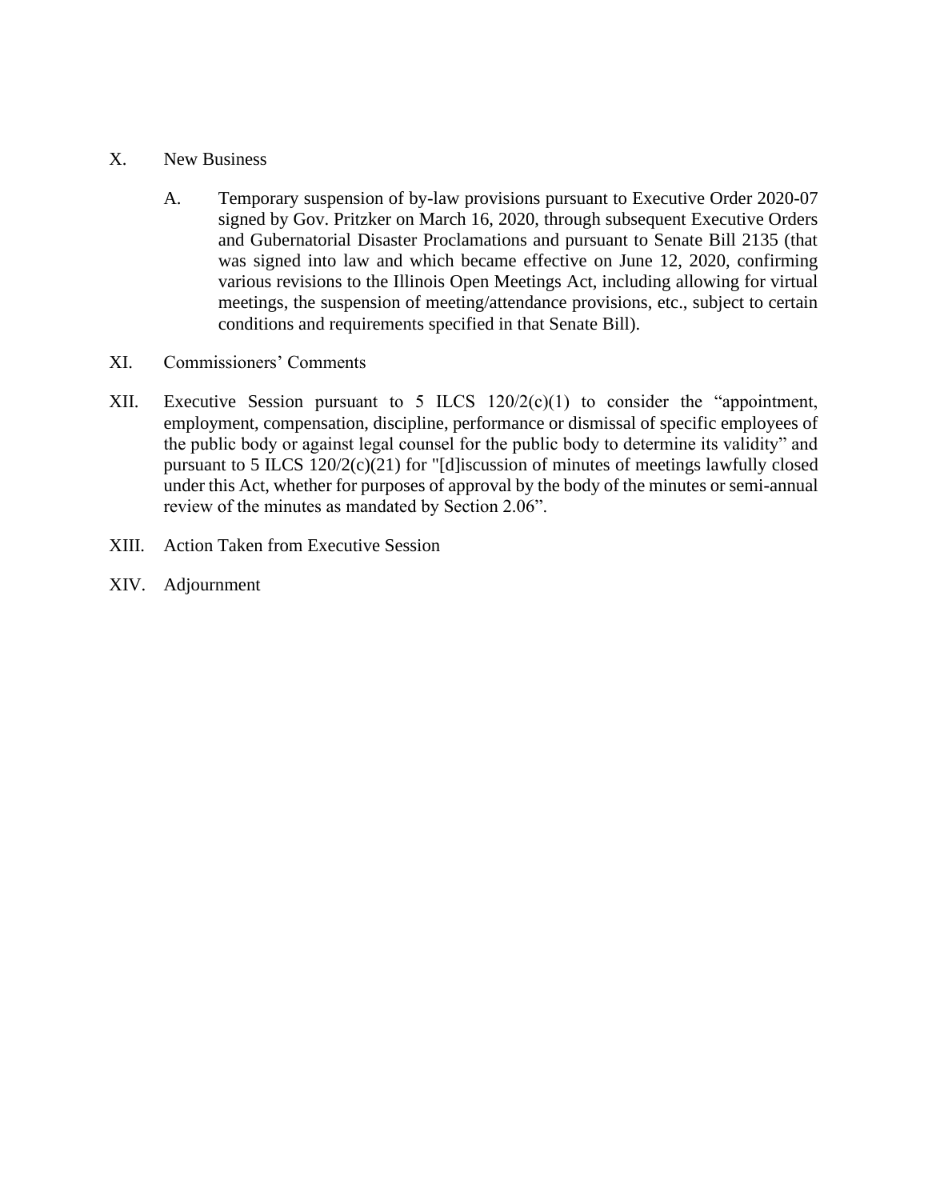X. New Business

   A. Temporary suspension of by-law provisions pursuant to Executive Order 2020-07 signed by Gov. Pritzker on March 16, 2020, through subsequent Executive Orders and Gubernatorial Disaster Proclamations and pursuant to Senate Bill 2135 (that was signed into law and which became effective on June 12, 2020, confirming various revisions to the Illinois Open Meetings Act, including allowing for virtual meetings, the suspension of meeting/attendance provisions, etc., subject to certain conditions and requirements specified in that Senate Bill).

XI. Commissioners' Comments

XII. Executive Session pursuant to 5 ILCS 120/2(c)(1) to consider the "appointment, employment, compensation, discipline, performance or dismissal of specific employees of the public body or against legal counsel for the public body to determine its validity" and pursuant to 5 ILCS 120/2(c)(21) for "[d]iscussion of minutes of meetings lawfully closed under this Act, whether for purposes of approval by the body of the minutes or semi-annual review of the minutes as mandated by Section 2.06".

XIII. Action Taken from Executive Session

XIV. Adjournment